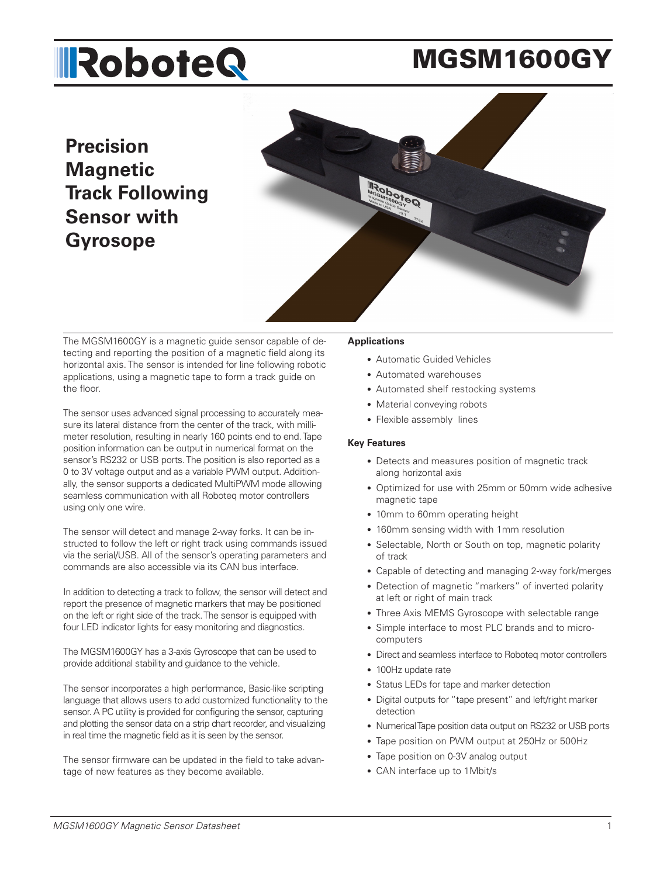# MGSM1600GY

## Precision Magnetic Track Following Sensor with Gyrosope

The MGSM1600GY is a magnetic guide sensor capable of detecting and reporting the position of a magnetic field along its horizontal axis. The sensor is intended for line following robotic applications, using a magnetic tape to form a track guide on the floor.

The sensor uses advanced signal processing to accurately measure its lateral distance from the center of the track, with millimeter resolution, resulting in nearly 160 points end to end. Tape position information can be output in numerical format on the sensor's RS232 or USB ports. The position is also reported as a 0 to 3V voltage output and as a variable PWM output. Additionally, the sensor supports a dedicated MultiPWM mode allowing seamless communication with all Roboteq motor controllers using only one wire.

The sensor will detect and manage 2-way forks. It can be instructed to follow the left or right track using commands issued via the serial/USB. All of the sensor's operating parameters and commands are also accessible via its CAN bus interface.

In addition to detecting a track to follow, the sensor will detect and report the presence of magnetic markers that may be positioned on the left or right side of the track. The sensor is equipped with four LED indicator lights for easy monitoring and diagnostics.

The MGSM1600GY has a 3-axis Gyroscope that can be used to provide additional stability and guidance to the vehicle.

The sensor incorporates a high performance, Basic-like scripting language that allows users to add customized functionality to the sensor. A PC utility is provided for configuring the sensor, capturing and plotting the sensor data on a strip chart recorder, and visualizing in real time the magnetic field as it is seen by the sensor.

The sensor firmware can be updated in the field to take advantage of new features as they become available.

### Applications

- Automatic Guided Vehicles
- Automated warehouses
- Automated shelf restocking systems
- Material conveying robots
- Flexible assembly lines

### Key Features

- Detects and measures position of magnetic track along horizontal axis
- Optimized for use with 25mm or 50mm wide adhesive magnetic tape
- 10mm to 60mm operating height
- 160mm sensing width with 1mm resolution
- Selectable, North or South on top, magnetic polarity of track
- Capable of detecting and managing 2-way fork/merges
- Detection of magnetic "markers" of inverted polarity at left or right of main track
- Three Axis MEMS Gyroscope with selectable range
- Simple interface to most PLC brands and to microcomputers
- Direct and seamless interface to Roboteq motor controllers
- 100Hz update rate
- Status LEDs for tape and marker detection
- Digital outputs for "tape present" and left/right marker detection
- Numerical Tape position data output on RS232 or USB ports
- Tape position on PWM output at 250Hz or 500Hz
- Tape position on 0-3V analog output
- CAN interface up to 1Mbit/s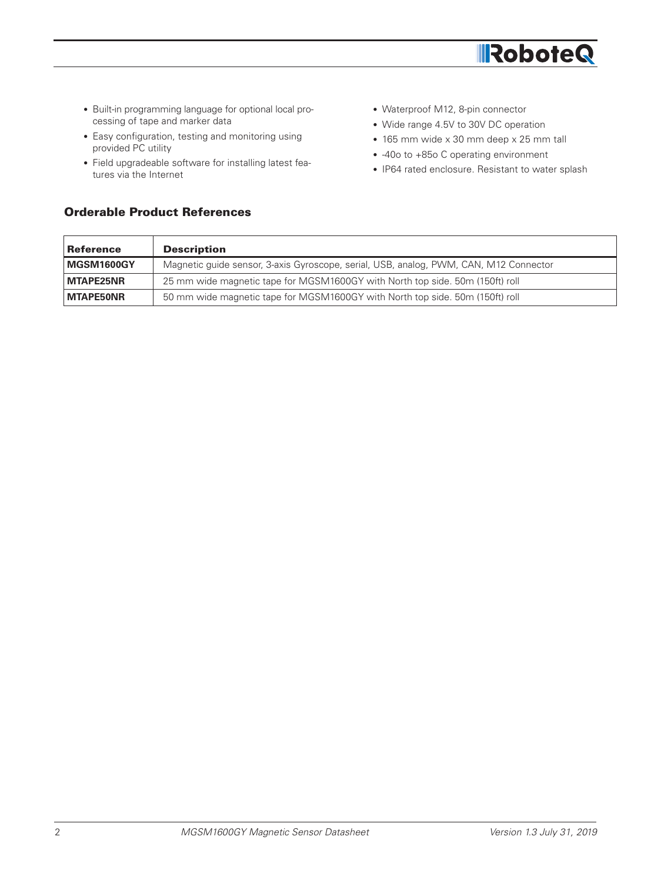- Built-in programming language for optional local processing of tape and marker data
- Easy configuration, testing and monitoring using provided PC utility
- Field upgradeable software for installing latest features via the Internet
- Waterproof M12, 8-pin connector
- Wide range 4.5V to 30V DC operation
- 165 mm wide x 30 mm deep x 25 mm tall
- -40o to +85o C operating environment
- IP64 rated enclosure. Resistant to water splash

## Orderable Product References

| Reference | Description |
|---|---|
| **MGSM1600GY** | Magnetic guide sensor, 3-axis Gyroscope, serial, USB, analog, PWM, CAN, M12 Connector |
| **MTAPE25NR** | 25 mm wide magnetic tape for MGSM1600GY with North top side. 50m (150ft) roll |
| **MTAPE50NR** | 50 mm wide magnetic tape for MGSM1600GY with North top side. 50m (150ft) roll |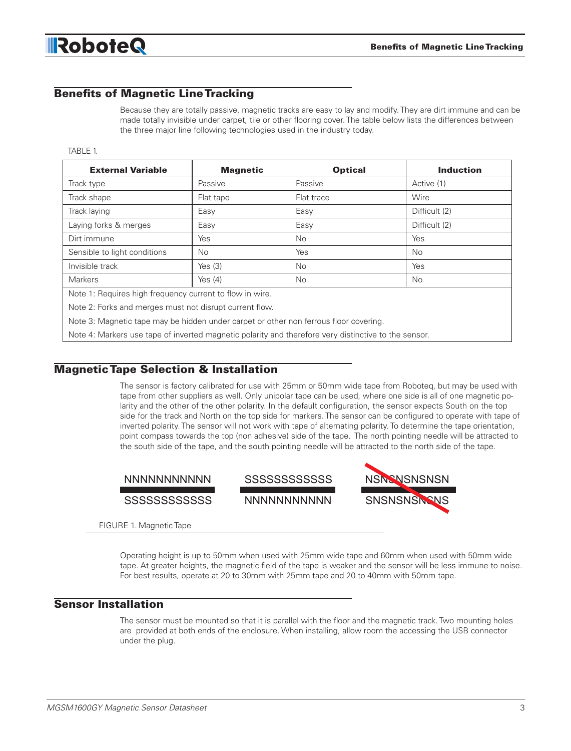## Benefits of Magnetic Line Tracking

Because they are totally passive, magnetic tracks are easy to lay and modify. They are dirt immune and can be made totally invisible under carpet, tile or other flooring cover. The table below lists the differences between the three major line following technologies used in the industry today.

TABLE 1.

| External Variable | Magnetic | Optical | Induction |
|---|---|---|---|
| Track type | Passive | Passive | Active (1) |
| Track shape | Flat tape | Flat trace | Wire |
| Track laying | Easy | Easy | Difficult (2) |
| Laying forks & merges | Easy | Easy | Difficult (2) |
| Dirt immune | Yes | No | Yes |
| Sensible to light conditions | No | Yes | No |
| Invisible track | Yes (3) | No | Yes |
| Markers | Yes (4) | No | No |
| Note 1: Requires high frequency current to flow in wire. | | | |
| Note 2: Forks and merges must not disrupt current flow. | | | |
| Note 3: Magnetic tape may be hidden under carpet or other non ferrous floor covering. | | | |
| Note 4: Markers use tape of inverted magnetic polarity and therefore very distinctive to the sensor. | | | |

## Magnetic Tape Selection & Installation

The sensor is factory calibrated for use with 25mm or 50mm wide tape from Roboteq, but may be used with tape from other suppliers as well. Only unipolar tape can be used, where one side is all of one magnetic polarity and the other of the other polarity. In the default configuration, the sensor expects South on the top side for the track and North on the top side for markers. The sensor can be configured to operate with tape of inverted polarity. The sensor will not work with tape of alternating polarity. To determine the tape orientation, point compass towards the top (non adhesive) side of the tape. The north pointing needle will be attracted to the south side of the tape, and the south pointing needle will be attracted to the north side of the tape.

NNNNNNNNNNN / SSSSSSSSSSSS &nbsp;&nbsp;&nbsp; SSSSSSSSSSSS / NNNNNNNNNNN &nbsp;&nbsp;&nbsp; NSNSNSNSNSN / SNSNSNSNSNS

FIGURE 1. Magnetic Tape

Operating height is up to 50mm when used with 25mm wide tape and 60mm when used with 50mm wide tape. At greater heights, the magnetic field of the tape is weaker and the sensor will be less immune to noise. For best results, operate at 20 to 30mm with 25mm tape and 20 to 40mm with 50mm tape.

## Sensor Installation

The sensor must be mounted so that it is parallel with the floor and the magnetic track. Two mounting holes are provided at both ends of the enclosure. When installing, allow room the accessing the USB connector under the plug.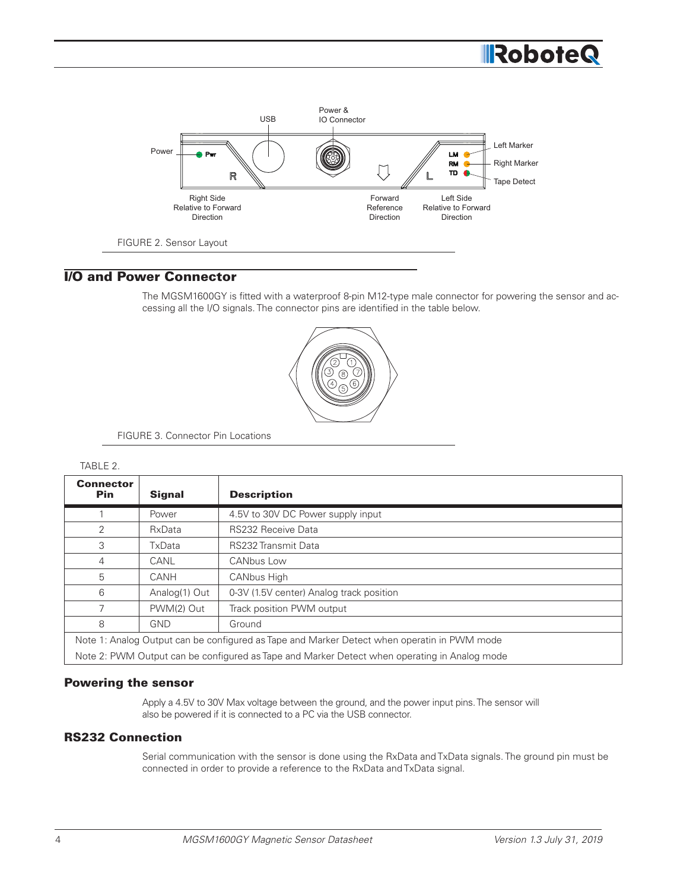FIGURE 2. Sensor Layout

## I/O and Power Connector

The MGSM1600GY is fitted with a waterproof 8-pin M12-type male connector for powering the sensor and accessing all the I/O signals. The connector pins are identified in the table below.

FIGURE 3. Connector Pin Locations

TABLE 2.

| Connector Pin | Signal | Description |
|---|---|---|
| 1 | Power | 4.5V to 30V DC Power supply input |
| 2 | RxData | RS232 Receive Data |
| 3 | TxData | RS232 Transmit Data |
| 4 | CANL | CANbus Low |
| 5 | CANH | CANbus High |
| 6 | Analog(1) Out | 0-3V (1.5V center) Analog track position |
| 7 | PWM(2) Out | Track position PWM output |
| 8 | GND | Ground |
| Note 1: Analog Output can be configured as Tape and Marker Detect when operatin in PWM mode | | |
| Note 2: PWM Output can be configured as Tape and Marker Detect when operating in Analog mode | | |

### Powering the sensor

Apply a 4.5V to 30V Max voltage between the ground, and the power input pins. The sensor will also be powered if it is connected to a PC via the USB connector.

### RS232 Connection

Serial communication with the sensor is done using the RxData and TxData signals. The ground pin must be connected in order to provide a reference to the RxData and TxData signal.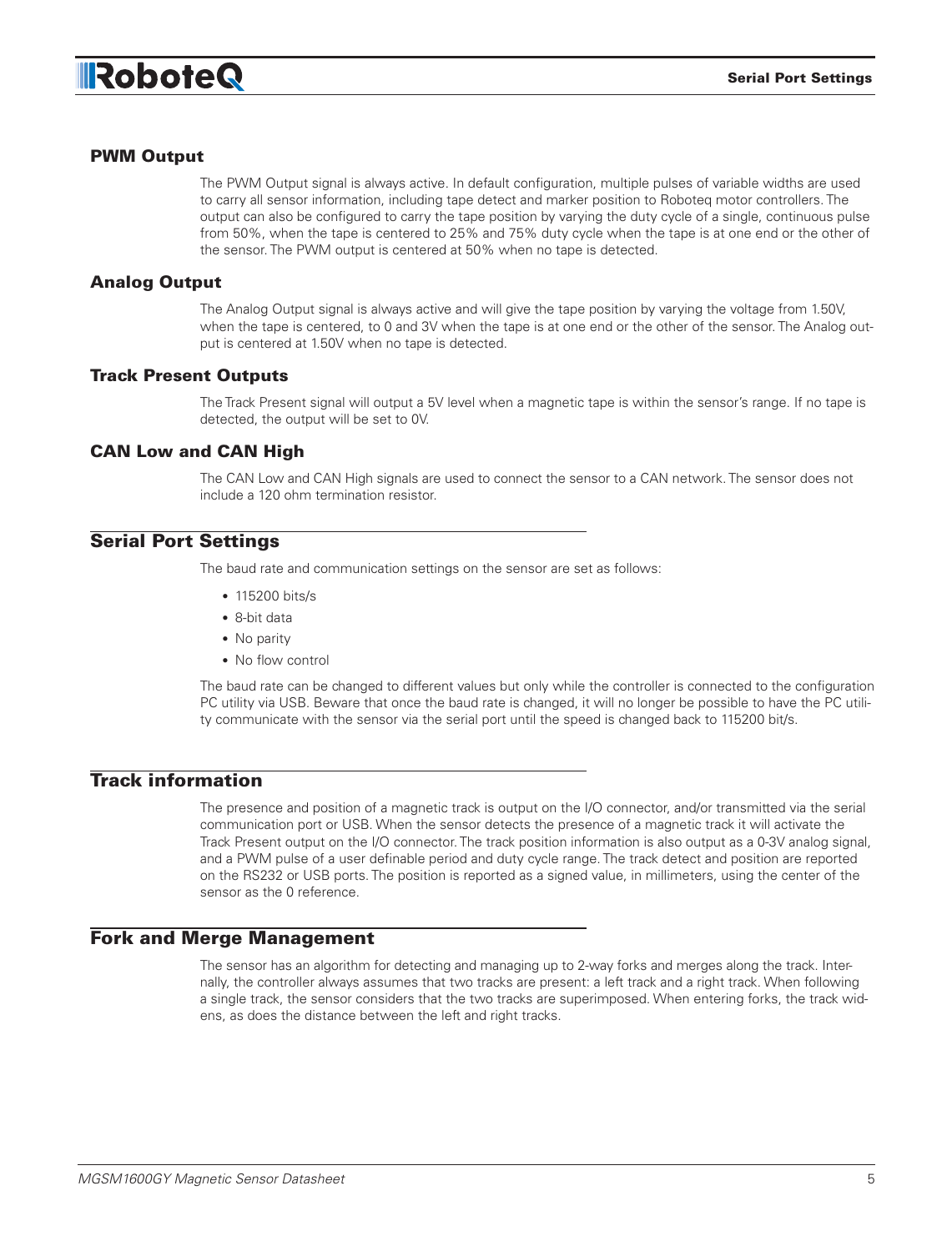### PWM Output

The PWM Output signal is always active. In default configuration, multiple pulses of variable widths are used to carry all sensor information, including tape detect and marker position to Roboteq motor controllers. The output can also be configured to carry the tape position by varying the duty cycle of a single, continuous pulse from 50%, when the tape is centered to 25% and 75% duty cycle when the tape is at one end or the other of the sensor. The PWM output is centered at 50% when no tape is detected.

### Analog Output

The Analog Output signal is always active and will give the tape position by varying the voltage from 1.50V, when the tape is centered, to 0 and 3V when the tape is at one end or the other of the sensor. The Analog output is centered at 1.50V when no tape is detected.

### Track Present Outputs

The Track Present signal will output a 5V level when a magnetic tape is within the sensor's range. If no tape is detected, the output will be set to 0V.

### CAN Low and CAN High

The CAN Low and CAN High signals are used to connect the sensor to a CAN network. The sensor does not include a 120 ohm termination resistor.

## Serial Port Settings

The baud rate and communication settings on the sensor are set as follows:

- 115200 bits/s
- 8-bit data
- No parity
- No flow control

The baud rate can be changed to different values but only while the controller is connected to the configuration PC utility via USB. Beware that once the baud rate is changed, it will no longer be possible to have the PC utility communicate with the sensor via the serial port until the speed is changed back to 115200 bit/s.

## Track information

The presence and position of a magnetic track is output on the I/O connector, and/or transmitted via the serial communication port or USB. When the sensor detects the presence of a magnetic track it will activate the Track Present output on the I/O connector. The track position information is also output as a 0-3V analog signal, and a PWM pulse of a user definable period and duty cycle range. The track detect and position are reported on the RS232 or USB ports. The position is reported as a signed value, in millimeters, using the center of the sensor as the 0 reference.

## Fork and Merge Management

The sensor has an algorithm for detecting and managing up to 2-way forks and merges along the track. Internally, the controller always assumes that two tracks are present: a left track and a right track. When following a single track, the sensor considers that the two tracks are superimposed. When entering forks, the track widens, as does the distance between the left and right tracks.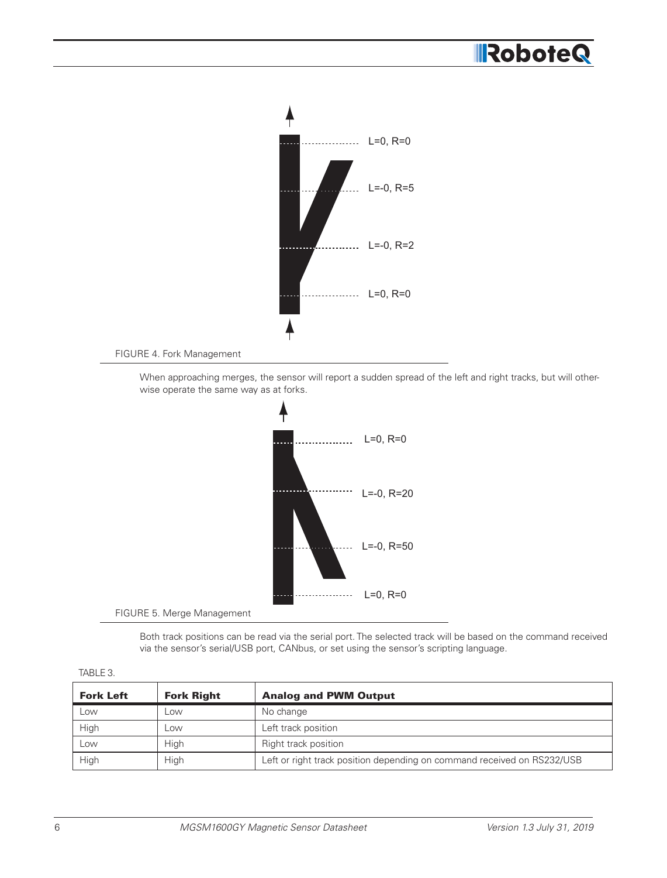FIGURE 4. Fork Management

When approaching merges, the sensor will report a sudden spread of the left and right tracks, but will otherwise operate the same way as at forks.

FIGURE 5. Merge Management

Both track positions can be read via the serial port. The selected track will be based on the command received via the sensor's serial/USB port, CANbus, or set using the sensor's scripting language.

TABLE 3.

| Fork Left | Fork Right | Analog and PWM Output |
|---|---|---|
| Low | Low | No change |
| High | Low | Left track position |
| Low | High | Right track position |
| High | High | Left or right track position depending on command received on RS232/USB |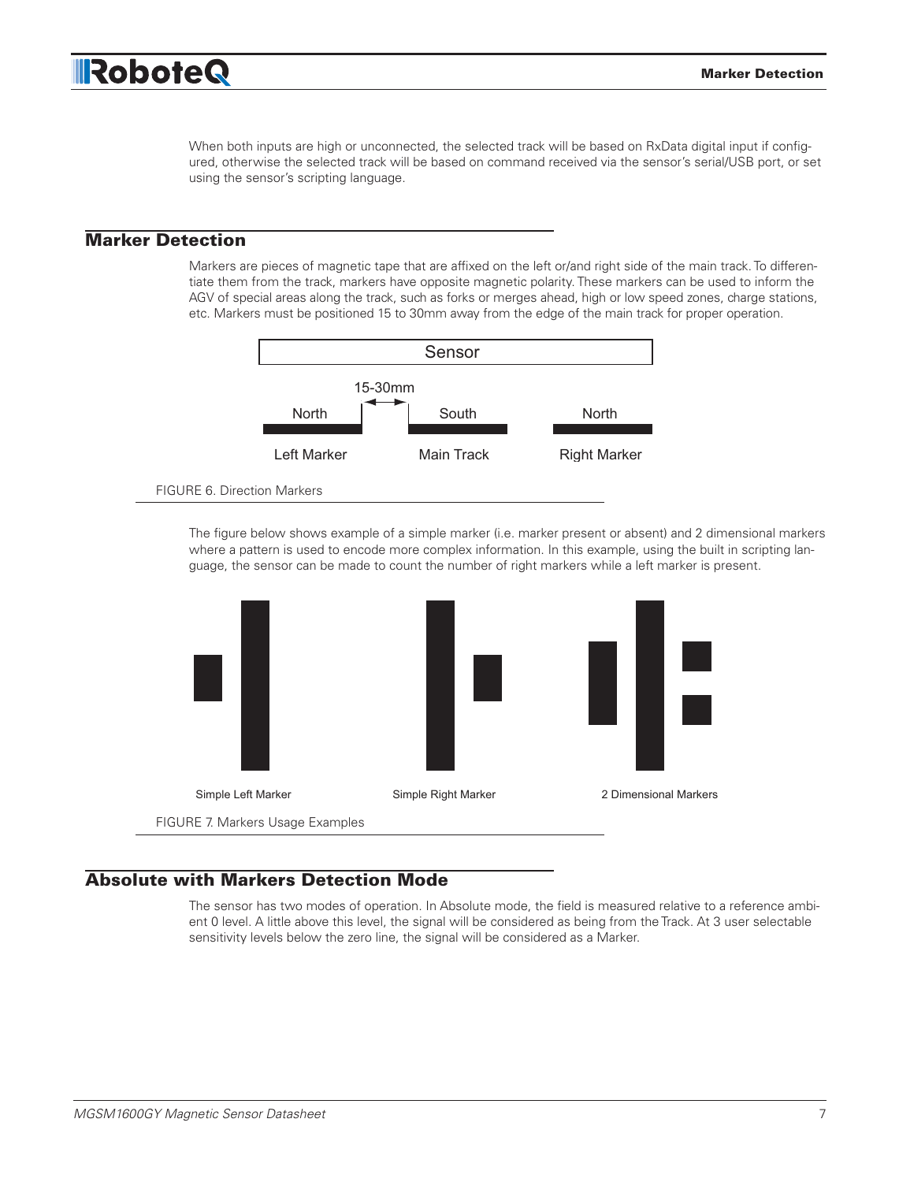When both inputs are high or unconnected, the selected track will be based on RxData digital input if configured, otherwise the selected track will be based on command received via the sensor's serial/USB port, or set using the sensor's scripting language.

## Marker Detection

Markers are pieces of magnetic tape that are affixed on the left or/and right side of the main track. To differentiate them from the track, markers have opposite magnetic polarity. These markers can be used to inform the AGV of special areas along the track, such as forks or merges ahead, high or low speed zones, charge stations, etc. Markers must be positioned 15 to 30mm away from the edge of the main track for proper operation.

Sensor

15-30mm

North | South | North

Left Marker | Main Track | Right Marker

FIGURE 6. Direction Markers

The figure below shows example of a simple marker (i.e. marker present or absent) and 2 dimensional markers where a pattern is used to encode more complex information. In this example, using the built in scripting language, the sensor can be made to count the number of right markers while a left marker is present.

Simple Left Marker | Simple Right Marker | 2 Dimensional Markers

FIGURE 7. Markers Usage Examples

## Absolute with Markers Detection Mode

The sensor has two modes of operation. In Absolute mode, the field is measured relative to a reference ambient 0 level. A little above this level, the signal will be considered as being from the Track. At 3 user selectable sensitivity levels below the zero line, the signal will be considered as a Marker.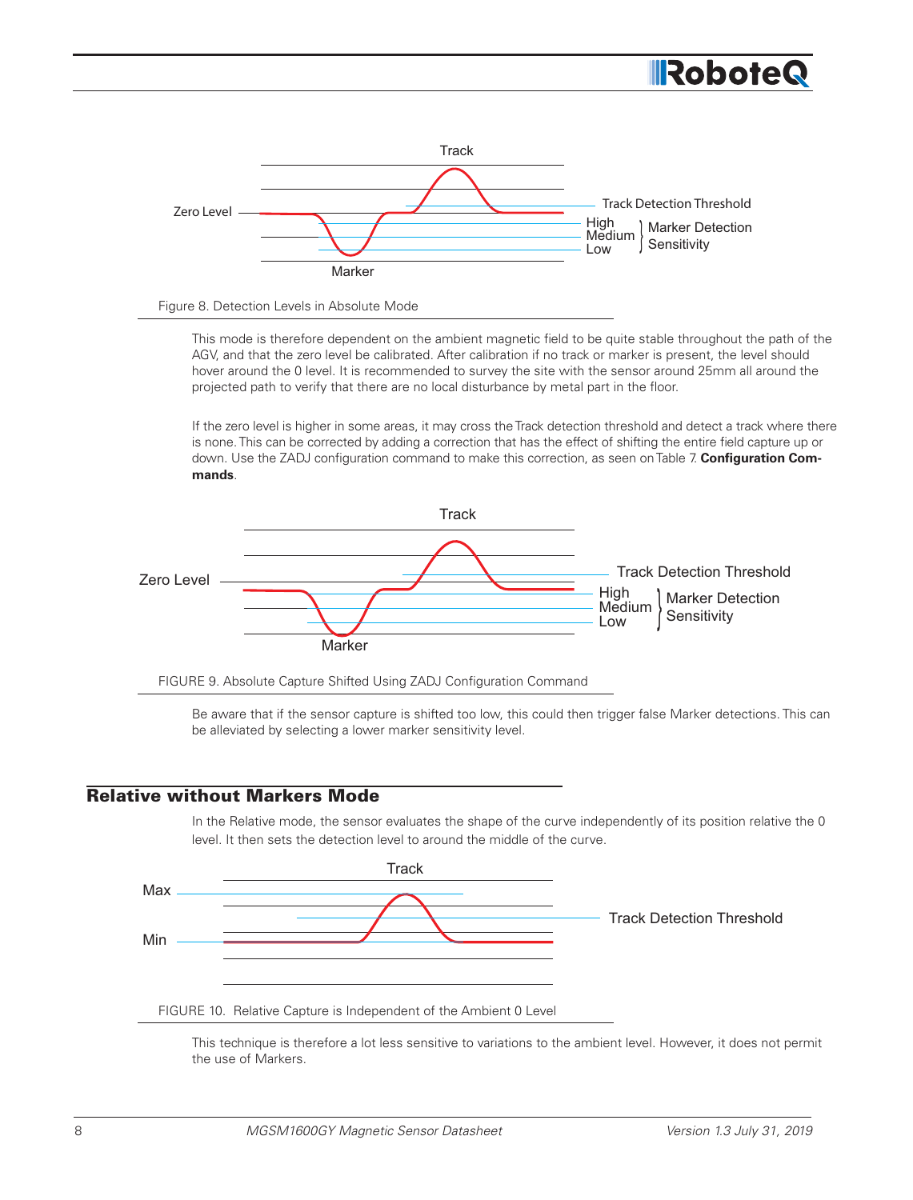Figure 8. Detection Levels in Absolute Mode

This mode is therefore dependent on the ambient magnetic field to be quite stable throughout the path of the AGV, and that the zero level be calibrated. After calibration if no track or marker is present, the level should hover around the 0 level. It is recommended to survey the site with the sensor around 25mm all around the projected path to verify that there are no local disturbance by metal part in the floor.

If the zero level is higher in some areas, it may cross the Track detection threshold and detect a track where there is none. This can be corrected by adding a correction that has the effect of shifting the entire field capture up or down. Use the ZADJ configuration command to make this correction, as seen on Table 7. **Configuration Commands**.

FIGURE 9. Absolute Capture Shifted Using ZADJ Configuration Command

Be aware that if the sensor capture is shifted too low, this could then trigger false Marker detections. This can be alleviated by selecting a lower marker sensitivity level.

## Relative without Markers Mode

In the Relative mode, the sensor evaluates the shape of the curve independently of its position relative the 0 level. It then sets the detection level to around the middle of the curve.

FIGURE 10. Relative Capture is Independent of the Ambient 0 Level

This technique is therefore a lot less sensitive to variations to the ambient level. However, it does not permit the use of Markers.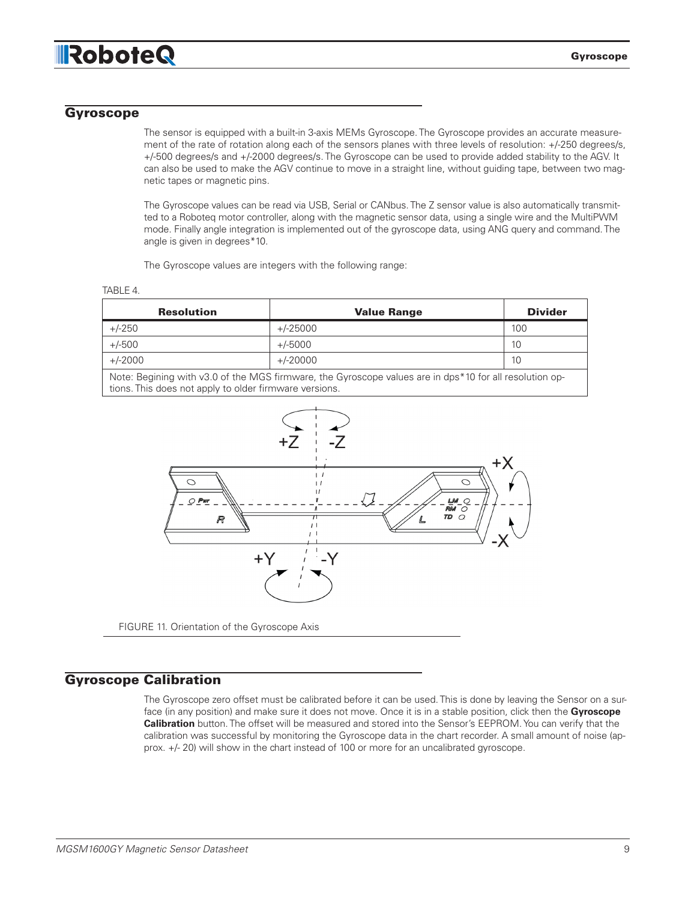## Gyroscope

The sensor is equipped with a built-in 3-axis MEMs Gyroscope. The Gyroscope provides an accurate measurement of the rate of rotation along each of the sensors planes with three levels of resolution: +/-250 degrees/s, +/-500 degrees/s and +/-2000 degrees/s. The Gyroscope can be used to provide added stability to the AGV. It can also be used to make the AGV continue to move in a straight line, without guiding tape, between two magnetic tapes or magnetic pins.

The Gyroscope values can be read via USB, Serial or CANbus. The Z sensor value is also automatically transmitted to a Roboteq motor controller, along with the magnetic sensor data, using a single wire and the MultiPWM mode. Finally angle integration is implemented out of the gyroscope data, using ANG query and command. The angle is given in degrees*10.

The Gyroscope values are integers with the following range:

TABLE 4.

| Resolution | Value Range | Divider |
|---|---|---|
| +/-250 | +/-25000 | 100 |
| +/-500 | +/-5000 | 10 |
| +/-2000 | +/-20000 | 10 |
| Note: Begining with v3.0 of the MGS firmware, the Gyroscope values are in dps*10 for all resolution options. This does not apply to older firmware versions. | | |

FIGURE 11. Orientation of the Gyroscope Axis

## Gyroscope Calibration

The Gyroscope zero offset must be calibrated before it can be used. This is done by leaving the Sensor on a surface (in any position) and make sure it does not move. Once it is in a stable position, click then the **Gyroscope Calibration** button. The offset will be measured and stored into the Sensor's EEPROM. You can verify that the calibration was successful by monitoring the Gyroscope data in the chart recorder. A small amount of noise (approx. +/- 20) will show in the chart instead of 100 or more for an uncalibrated gyroscope.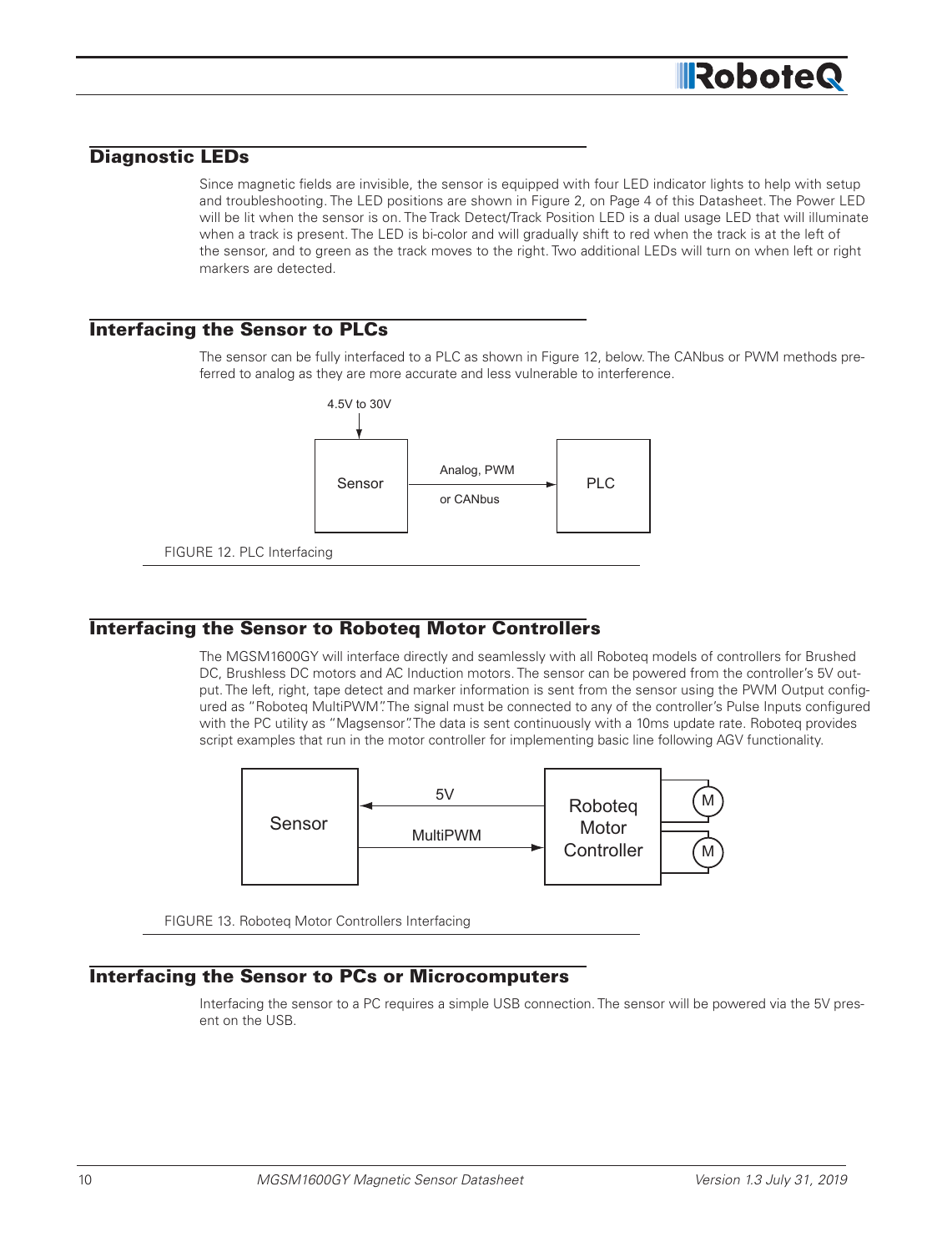## Diagnostic LEDs

Since magnetic fields are invisible, the sensor is equipped with four LED indicator lights to help with setup and troubleshooting. The LED positions are shown in Figure 2, on Page 4 of this Datasheet. The Power LED will be lit when the sensor is on. The Track Detect/Track Position LED is a dual usage LED that will illuminate when a track is present. The LED is bi-color and will gradually shift to red when the track is at the left of the sensor, and to green as the track moves to the right. Two additional LEDs will turn on when left or right markers are detected.

## Interfacing the Sensor to PLCs

The sensor can be fully interfaced to a PLC as shown in Figure 12, below. The CANbus or PWM methods preferred to analog as they are more accurate and less vulnerable to interference.

4.5V to 30V

Sensor

Analog, PWM

or CANbus

PLC

FIGURE 12. PLC Interfacing

## Interfacing the Sensor to Roboteq Motor Controllers

The MGSM1600GY will interface directly and seamlessly with all Roboteq models of controllers for Brushed DC, Brushless DC motors and AC Induction motors. The sensor can be powered from the controller's 5V output. The left, right, tape detect and marker information is sent from the sensor using the PWM Output configured as "Roboteq MultiPWM". The signal must be connected to any of the controller's Pulse Inputs configured with the PC utility as "Magsensor". The data is sent continuously with a 10ms update rate. Roboteq provides script examples that run in the motor controller for implementing basic line following AGV functionality.

Sensor

5V

MultiPWM

Roboteq Motor Controller

M

M

FIGURE 13. Roboteq Motor Controllers Interfacing

## Interfacing the Sensor to PCs or Microcomputers

Interfacing the sensor to a PC requires a simple USB connection. The sensor will be powered via the 5V present on the USB.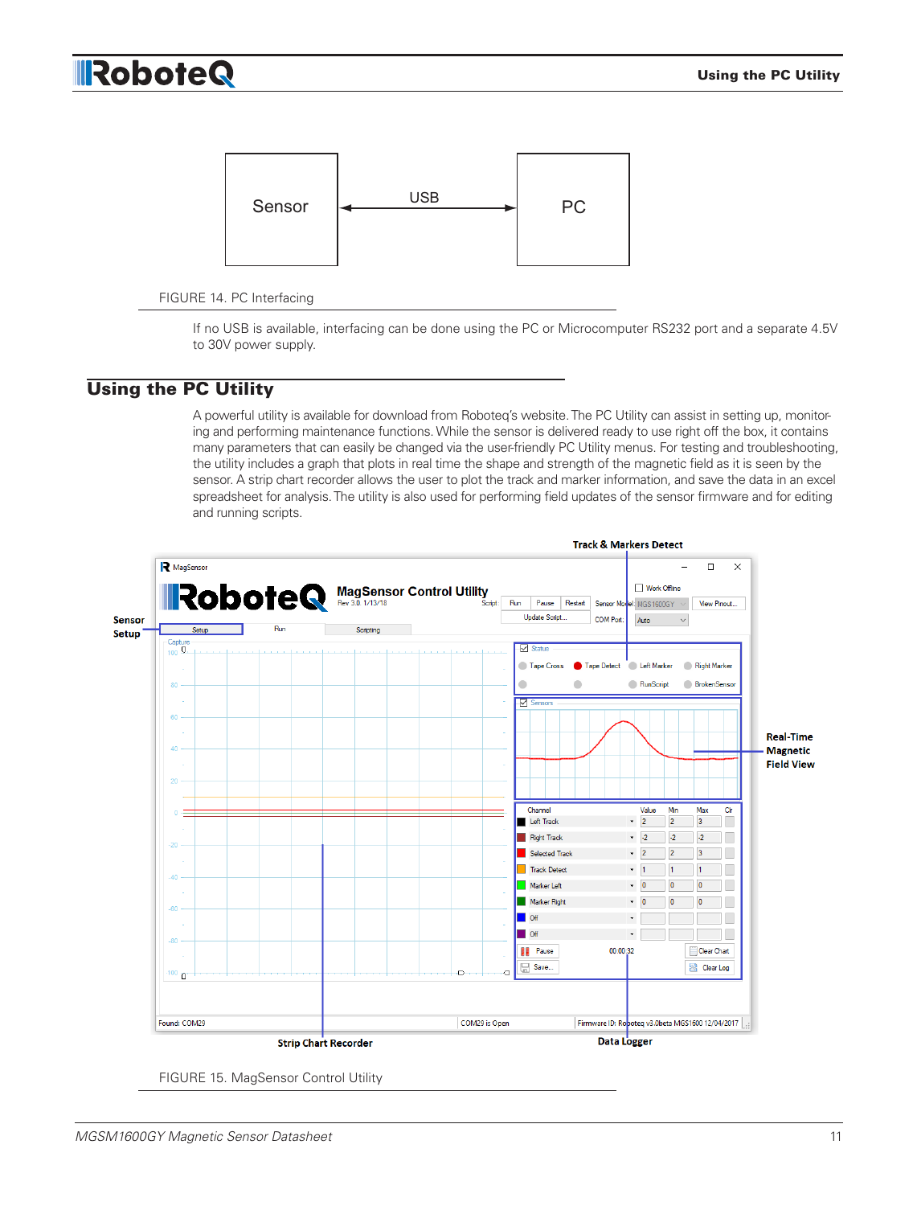FIGURE 14. PC Interfacing

If no USB is available, interfacing can be done using the PC or Microcomputer RS232 port and a separate 4.5V to 30V power supply.

## Using the PC Utility

A powerful utility is available for download from Roboteq's website. The PC Utility can assist in setting up, monitoring and performing maintenance functions. While the sensor is delivered ready to use right off the box, it contains many parameters that can easily be changed via the user-friendly PC Utility menus. For testing and troubleshooting, the utility includes a graph that plots in real time the shape and strength of the magnetic field as it is seen by the sensor. A strip chart recorder allows the user to plot the track and marker information, and save the data in an excel spreadsheet for analysis. The utility is also used for performing field updates of the sensor firmware and for editing and running scripts.

FIGURE 15. MagSensor Control Utility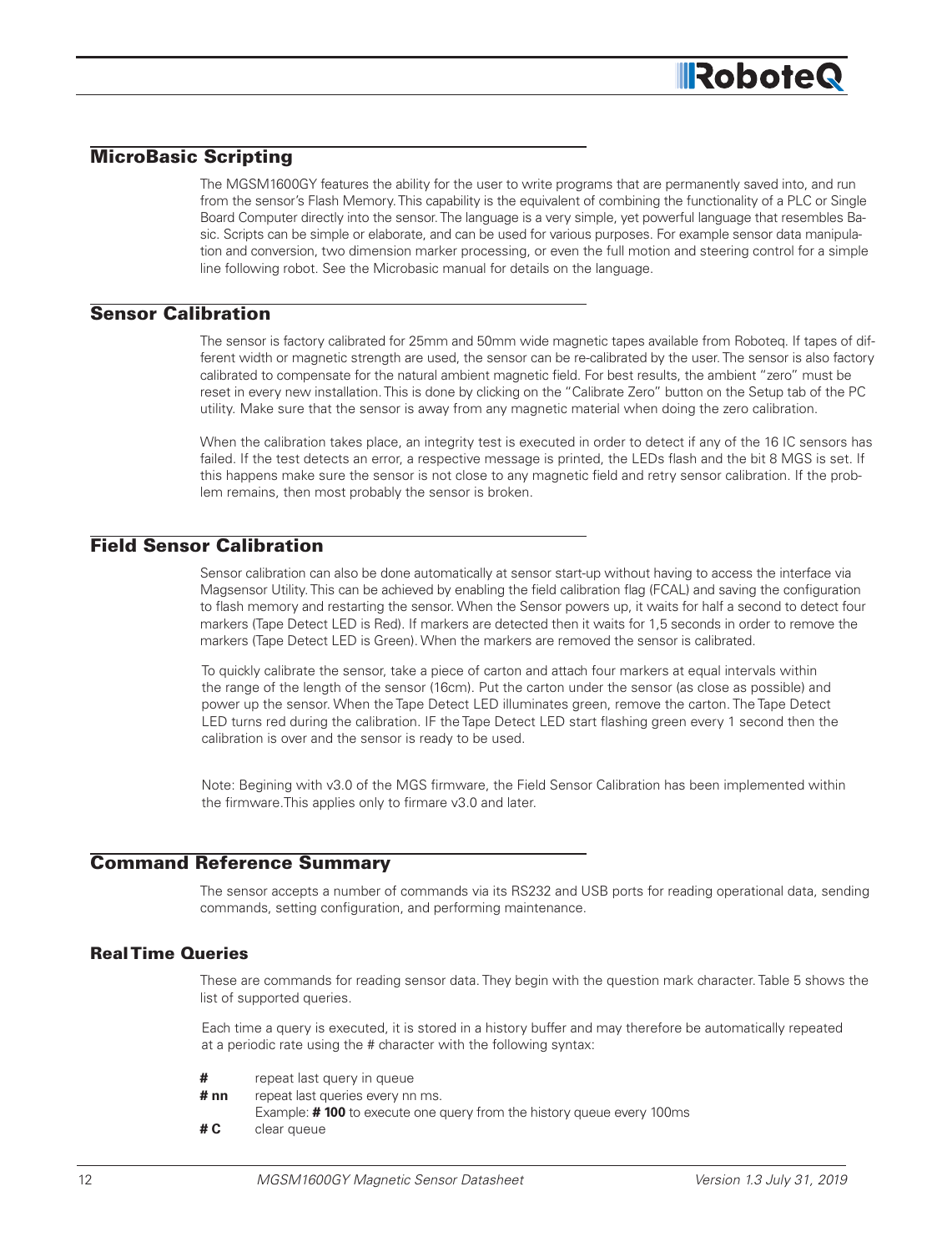## MicroBasic Scripting

The MGSM1600GY features the ability for the user to write programs that are permanently saved into, and run from the sensor's Flash Memory. This capability is the equivalent of combining the functionality of a PLC or Single Board Computer directly into the sensor. The language is a very simple, yet powerful language that resembles Basic. Scripts can be simple or elaborate, and can be used for various purposes. For example sensor data manipulation and conversion, two dimension marker processing, or even the full motion and steering control for a simple line following robot. See the Microbasic manual for details on the language.

## Sensor Calibration

The sensor is factory calibrated for 25mm and 50mm wide magnetic tapes available from Roboteq. If tapes of different width or magnetic strength are used, the sensor can be re-calibrated by the user. The sensor is also factory calibrated to compensate for the natural ambient magnetic field. For best results, the ambient "zero" must be reset in every new installation. This is done by clicking on the "Calibrate Zero" button on the Setup tab of the PC utility. Make sure that the sensor is away from any magnetic material when doing the zero calibration.

When the calibration takes place, an integrity test is executed in order to detect if any of the 16 IC sensors has failed. If the test detects an error, a respective message is printed, the LEDs flash and the bit 8 MGS is set. If this happens make sure the sensor is not close to any magnetic field and retry sensor calibration. If the problem remains, then most probably the sensor is broken.

## Field Sensor Calibration

Sensor calibration can also be done automatically at sensor start-up without having to access the interface via Magsensor Utility. This can be achieved by enabling the field calibration flag (FCAL) and saving the configuration to flash memory and restarting the sensor. When the Sensor powers up, it waits for half a second to detect four markers (Tape Detect LED is Red). If markers are detected then it waits for 1,5 seconds in order to remove the markers (Tape Detect LED is Green). When the markers are removed the sensor is calibrated.

To quickly calibrate the sensor, take a piece of carton and attach four markers at equal intervals within the range of the length of the sensor (16cm). Put the carton under the sensor (as close as possible) and power up the sensor. When the Tape Detect LED illuminates green, remove the carton. The Tape Detect LED turns red during the calibration. IF the Tape Detect LED start flashing green every 1 second then the calibration is over and the sensor is ready to be used.

Note: Begining with v3.0 of the MGS firmware, the Field Sensor Calibration has been implemented within the firmware.This applies only to firmare v3.0 and later.

## Command Reference Summary

The sensor accepts a number of commands via its RS232 and USB ports for reading operational data, sending commands, setting configuration, and performing maintenance.

### Real Time Queries

These are commands for reading sensor data. They begin with the question mark character. Table 5 shows the list of supported queries.

Each time a query is executed, it is stored in a history buffer and may therefore be automatically repeated at a periodic rate using the # character with the following syntax:

- **#** repeat last query in queue
- **# nn** repeat last queries every nn ms.
  Example: **# 100** to execute one query from the history queue every 100ms
- **# C** clear queue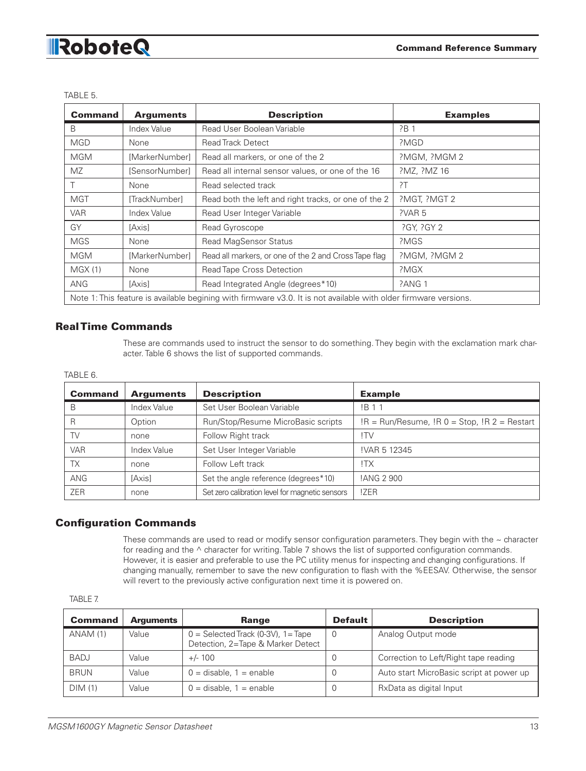TABLE 5.

| Command | Arguments | Description | Examples |
|---|---|---|---|
| B | Index Value | Read User Boolean Variable | ?B 1 |
| MGD | None | Read Track Detect | ?MGD |
| MGM | [MarkerNumber] | Read all markers, or one of the 2 | ?MGM, ?MGM 2 |
| MZ | [SensorNumber] | Read all internal sensor values, or one of the 16 | ?MZ, ?MZ 16 |
| T | None | Read selected track | ?T |
| MGT | [TrackNumber] | Read both the left and right tracks, or one of the 2 | ?MGT, ?MGT 2 |
| VAR | Index Value | Read User Integer Variable | ?VAR 5 |
| GY | [Axis] | Read Gyroscope | ?GY, ?GY 2 |
| MGS | None | Read MagSensor Status | ?MGS |
| MGM | [MarkerNumber] | Read all markers, or one of the 2 and Cross Tape flag | ?MGM, ?MGM 2 |
| MGX (1) | None | Read Tape Cross Detection | ?MGX |
| ANG | [Axis] | Read Integrated Angle (degrees*10) | ?ANG 1 |
| Note 1: This feature is available begining with firmware v3.0. It is not available with older firmware versions. | | | |

## Real Time Commands

These are commands used to instruct the sensor to do something. They begin with the exclamation mark character. Table 6 shows the list of supported commands.

TABLE 6.

| Command | Arguments | Description | Example |
|---|---|---|---|
| B | Index Value | Set User Boolean Variable | !B 1 1 |
| R | Option | Run/Stop/Resume MicroBasic scripts | !R = Run/Resume, !R 0 = Stop, !R 2 = Restart |
| TV | none | Follow Right track | !TV |
| VAR | Index Value | Set User Integer Variable | !VAR 5 12345 |
| TX | none | Follow Left track | !TX |
| ANG | [Axis] | Set the angle reference (degrees*10) | !ANG 2 900 |
| ZER | none | Set zero calibration level for magnetic sensors | !ZER |

## Configuration Commands

These commands are used to read or modify sensor configuration parameters. They begin with the ~ character for reading and the ^ character for writing. Table 7 shows the list of supported configuration commands. However, it is easier and preferable to use the PC utility menus for inspecting and changing configurations. If changing manually, remember to save the new configuration to flash with the %EESAV. Otherwise, the sensor will revert to the previously active configuration next time it is powered on.

TABLE 7.

| Command | Arguments | Range | Default | Description |
|---|---|---|---|---|
| ANAM (1) | Value | 0 = Selected Track (0-3V), 1=Tape Detection, 2=Tape & Marker Detect | 0 | Analog Output mode |
| BADJ | Value | +/- 100 | 0 | Correction to Left/Right tape reading |
| BRUN | Value | 0 = disable, 1 = enable | 0 | Auto start MicroBasic script at power up |
| DIM (1) | Value | 0 = disable, 1 = enable | 0 | RxData as digital Input |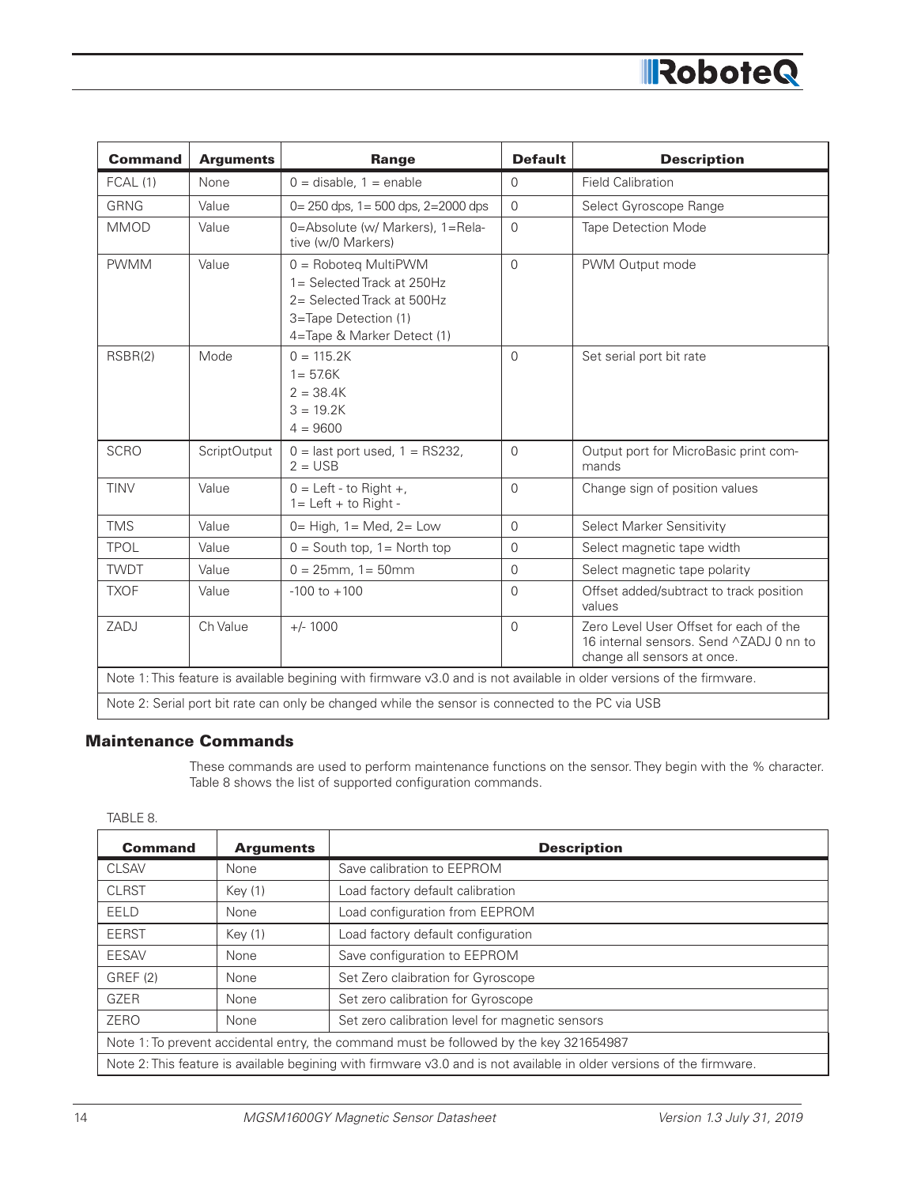| Command | Arguments | Range | Default | Description |
|---|---|---|---|---|
| FCAL (1) | None | 0 = disable, 1 = enable | 0 | Field Calibration |
| GRNG | Value | 0= 250 dps, 1= 500 dps, 2=2000 dps | 0 | Select Gyroscope Range |
| MMOD | Value | 0=Absolute (w/ Markers), 1=Relative (w/0 Markers) | 0 | Tape Detection Mode |
| PWMM | Value | 0 = Roboteq MultiPWM<br>1= Selected Track at 250Hz<br>2= Selected Track at 500Hz<br>3=Tape Detection (1)<br>4=Tape & Marker Detect (1) | 0 | PWM Output mode |
| RSBR(2) | Mode | 0 = 115.2K<br>1= 57.6K<br>2 = 38.4K<br>3 = 19.2K<br>4 = 9600 | 0 | Set serial port bit rate |
| SCRO | ScriptOutput | 0 = last port used, 1 = RS232, 2 = USB | 0 | Output port for MicroBasic print commands |
| TINV | Value | 0 = Left - to Right +,<br>1= Left + to Right - | 0 | Change sign of position values |
| TMS | Value | 0= High, 1= Med, 2= Low | 0 | Select Marker Sensitivity |
| TPOL | Value | 0 = South top, 1= North top | 0 | Select magnetic tape width |
| TWDT | Value | 0 = 25mm, 1= 50mm | 0 | Select magnetic tape polarity |
| TXOF | Value | -100 to +100 | 0 | Offset added/subtract to track position values |
| ZADJ | Ch Value | +/- 1000 | 0 | Zero Level User Offset for each of the 16 internal sensors. Send ^ZADJ 0 nn to change all sensors at once. |
| Note 1: This feature is available begining with firmware v3.0 and is not available in older versions of the firmware. | | | | |
| Note 2: Serial port bit rate can only be changed while the sensor is connected to the PC via USB | | | | |

## Maintenance Commands

These commands are used to perform maintenance functions on the sensor. They begin with the % character. Table 8 shows the list of supported configuration commands.

TABLE 8.

| Command | Arguments | Description |
|---|---|---|
| CLSAV | None | Save calibration to EEPROM |
| CLRST | Key (1) | Load factory default calibration |
| EELD | None | Load configuration from EEPROM |
| EERST | Key (1) | Load factory default configuration |
| EESAV | None | Save configuration to EEPROM |
| GREF (2) | None | Set Zero claibration for Gyroscope |
| GZER | None | Set zero calibration for Gyroscope |
| ZERO | None | Set zero calibration level for magnetic sensors |
| Note 1: To prevent accidental entry, the command must be followed by the key 321654987 | | |
| Note 2: This feature is available begining with firmware v3.0 and is not available in older versions of the firmware. | | |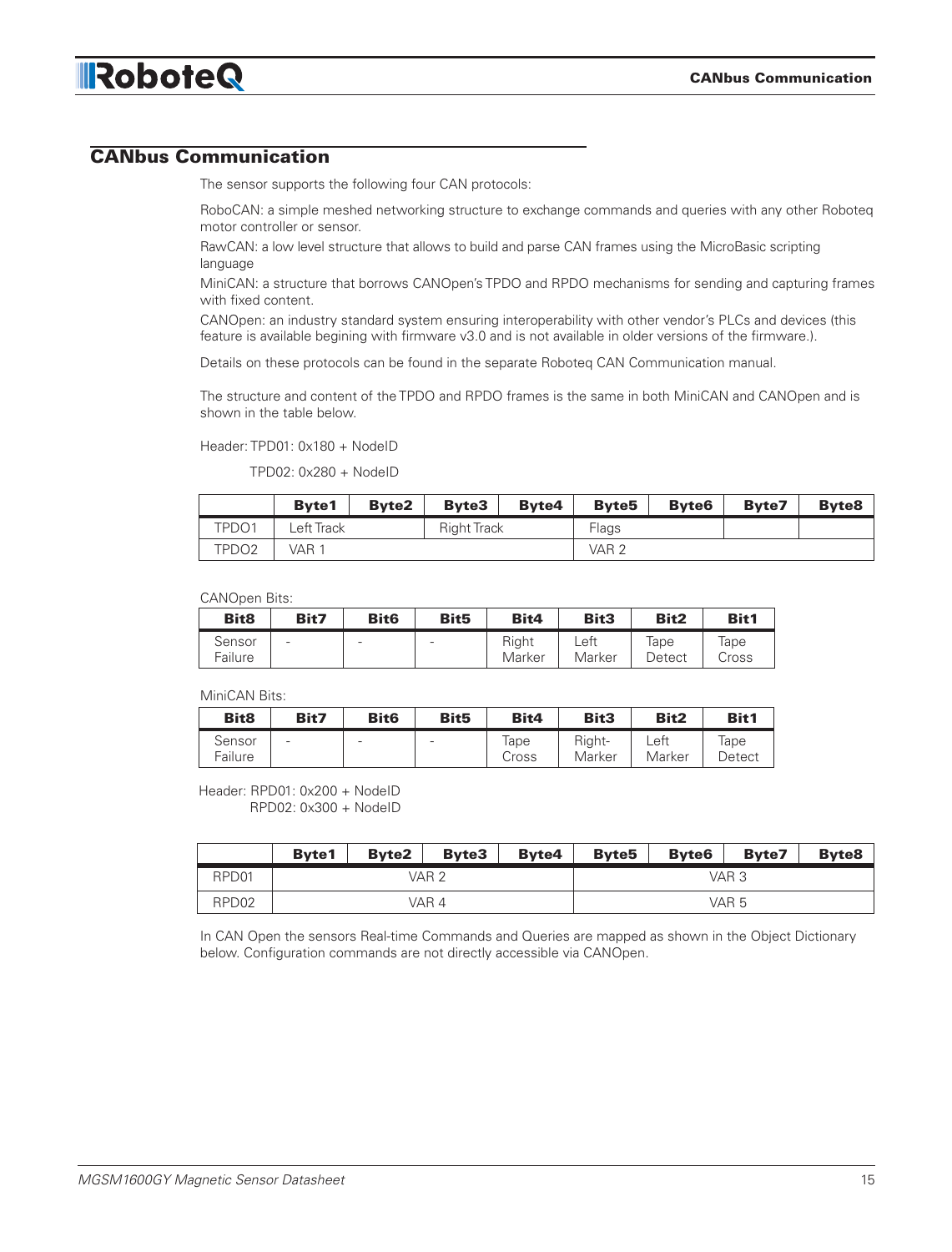## CANbus Communication

The sensor supports the following four CAN protocols:

RoboCAN: a simple meshed networking structure to exchange commands and queries with any other Roboteq motor controller or sensor.

RawCAN: a low level structure that allows to build and parse CAN frames using the MicroBasic scripting language

MiniCAN: a structure that borrows CANOpen's TPDO and RPDO mechanisms for sending and capturing frames with fixed content.

CANOpen: an industry standard system ensuring interoperability with other vendor's PLCs and devices (this feature is available begining with firmware v3.0 and is not available in older versions of the firmware.).

Details on these protocols can be found in the separate Roboteq CAN Communication manual.

The structure and content of the TPDO and RPDO frames is the same in both MiniCAN and CANOpen and is shown in the table below.

Header: TPD01: 0x180 + NodeID

TPD02: 0x280 + NodeID

| | Byte1 | Byte2 | Byte3 | Byte4 | Byte5 | Byte6 | Byte7 | Byte8 |
|---|---|---|---|---|---|---|---|---|
| TPDO1 | Left Track | | Right Track | | Flags | | | |
| TPDO2 | VAR 1 | | | | VAR 2 | | | |

CANOpen Bits:

| Bit8 | Bit7 | Bit6 | Bit5 | Bit4 | Bit3 | Bit2 | Bit1 |
|---|---|---|---|---|---|---|---|
| Sensor Failure | - | - | - | Right Marker | Left Marker | Tape Detect | Tape Cross |

MiniCAN Bits:

| Bit8 | Bit7 | Bit6 | Bit5 | Bit4 | Bit3 | Bit2 | Bit1 |
|---|---|---|---|---|---|---|---|
| Sensor Failure | - | - | - | Tape Cross | Right-Marker | Left Marker | Tape Detect |

Header: RPD01: 0x200 + NodeID
RPD02: 0x300 + NodeID

| | Byte1 | Byte2 | Byte3 | Byte4 | Byte5 | Byte6 | Byte7 | Byte8 |
|---|---|---|---|---|---|---|---|---|
| RPD01 | VAR 2 | | | | VAR 3 | | | |
| RPD02 | VAR 4 | | | | VAR 5 | | | |

In CAN Open the sensors Real-time Commands and Queries are mapped as shown in the Object Dictionary below. Configuration commands are not directly accessible via CANOpen.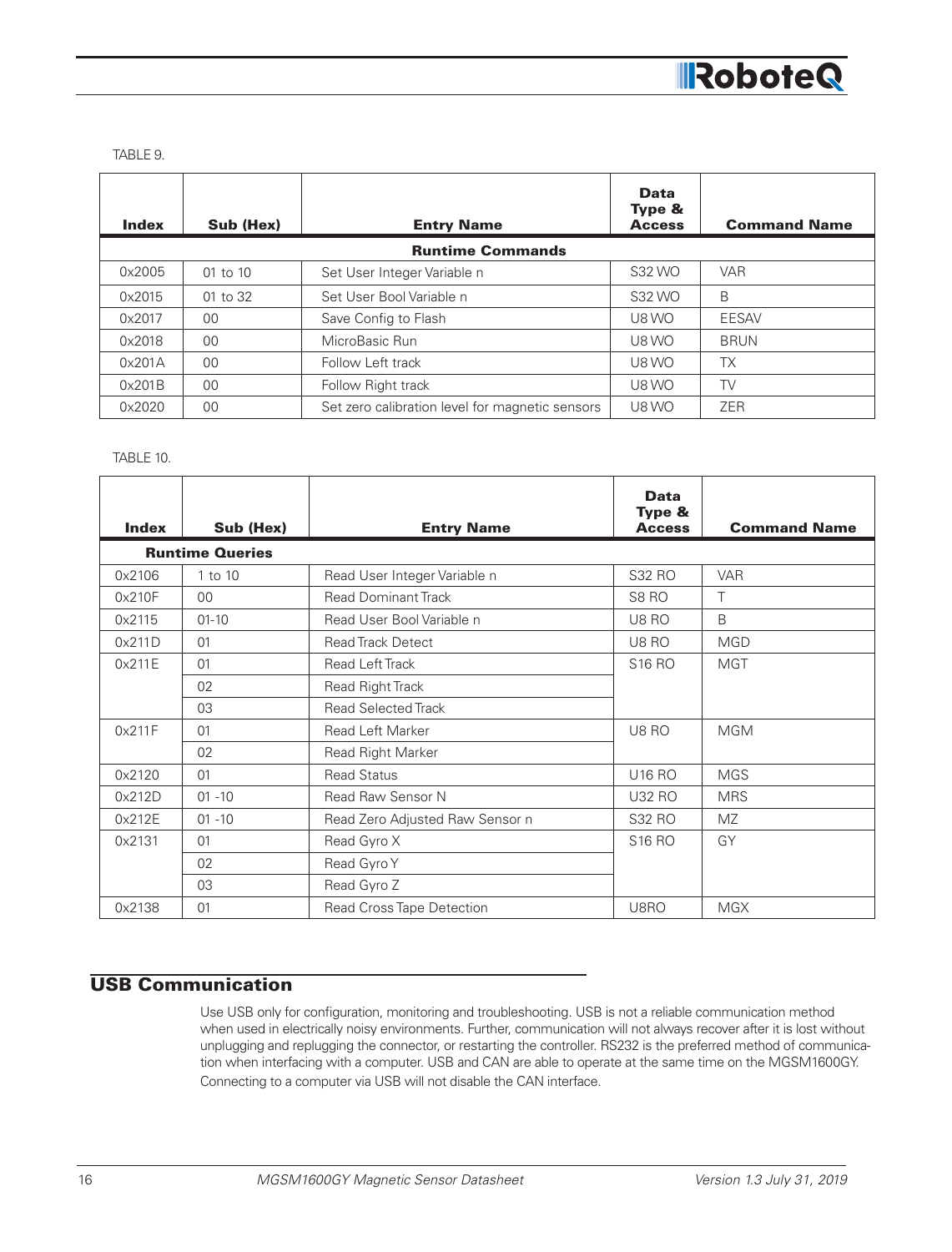TABLE 9.

| Index | Sub (Hex) | Entry Name | Data Type & Access | Command Name |
| --- | --- | --- | --- | --- |
| **Runtime Commands** | | | | |
| 0x2005 | 01 to 10 | Set User Integer Variable n | S32 WO | VAR |
| 0x2015 | 01 to 32 | Set User Bool Variable n | S32 WO | B |
| 0x2017 | 00 | Save Config to Flash | U8 WO | EESAV |
| 0x2018 | 00 | MicroBasic Run | U8 WO | BRUN |
| 0x201A | 00 | Follow Left track | U8 WO | TX |
| 0x201B | 00 | Follow Right track | U8 WO | TV |
| 0x2020 | 00 | Set zero calibration level for magnetic sensors | U8 WO | ZER |

TABLE 10.

| Index | Sub (Hex) | Entry Name | Data Type & Access | Command Name |
| --- | --- | --- | --- | --- |
| **Runtime Queries** | | | | |
| 0x2106 | 1 to 10 | Read User Integer Variable n | S32 RO | VAR |
| 0x210F | 00 | Read Dominant Track | S8 RO | T |
| 0x2115 | 01-10 | Read User Bool Variable n | U8 RO | B |
| 0x211D | 01 | Read Track Detect | U8 RO | MGD |
| 0x211E | 01 | Read Left Track | S16 RO | MGT |
| | 02 | Read Right Track | | |
| | 03 | Read Selected Track | | |
| 0x211F | 01 | Read Left Marker | U8 RO | MGM |
| | 02 | Read Right Marker | | |
| 0x2120 | 01 | Read Status | U16 RO | MGS |
| 0x212D | 01 -10 | Read Raw Sensor N | U32 RO | MRS |
| 0x212E | 01 -10 | Read Zero Adjusted Raw Sensor n | S32 RO | MZ |
| 0x2131 | 01 | Read Gyro X | S16 RO | GY |
| | 02 | Read Gyro Y | | |
| | 03 | Read Gyro Z | | |
| 0x2138 | 01 | Read Cross Tape Detection | U8RO | MGX |

## USB Communication

Use USB only for configuration, monitoring and troubleshooting. USB is not a reliable communication method when used in electrically noisy environments. Further, communication will not always recover after it is lost without unplugging and replugging the connector, or restarting the controller. RS232 is the preferred method of communication when interfacing with a computer. USB and CAN are able to operate at the same time on the MGSM1600GY. Connecting to a computer via USB will not disable the CAN interface.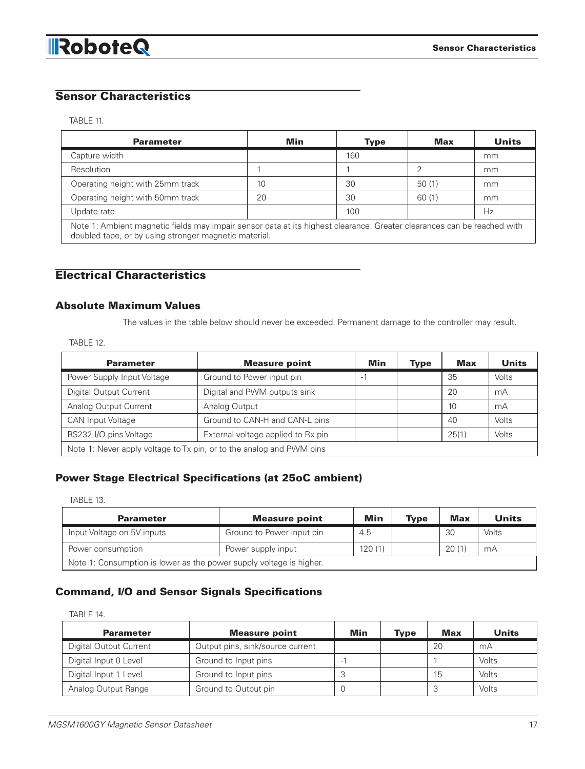## Sensor Characteristics

TABLE 11.

| Parameter | Min | Type | Max | Units |
|---|---|---|---|---|
| Capture width | | 160 | | mm |
| Resolution | 1 | 1 | 2 | mm |
| Operating height with 25mm track | 10 | 30 | 50 (1) | mm |
| Operating height with 50mm track | 20 | 30 | 60 (1) | mm |
| Update rate | | 100 | | Hz |
| Note 1: Ambient magnetic fields may impair sensor data at its highest clearance. Greater clearances can be reached with doubled tape, or by using stronger magnetic material. | | | | |

## Electrical Characteristics

### Absolute Maximum Values

The values in the table below should never be exceeded. Permanent damage to the controller may result.

TABLE 12.

| Parameter | Measure point | Min | Type | Max | Units |
|---|---|---|---|---|---|
| Power Supply Input Voltage | Ground to Power input pin | -1 | | 35 | Volts |
| Digital Output Current | Digital and PWM outputs sink | | | 20 | mA |
| Analog Output Current | Analog Output | | | 10 | mA |
| CAN Input Voltage | Ground to CAN-H and CAN-L pins | | | 40 | Volts |
| RS232 I/O pins Voltage | External voltage applied to Rx pin | | | 25(1) | Volts |
| Note 1: Never apply voltage to Tx pin, or to the analog and PWM pins | | | | | |

### Power Stage Electrical Specifications (at 25oC ambient)

TABLE 13.

| Parameter | Measure point | Min | Type | Max | Units |
|---|---|---|---|---|---|
| Input Voltage on 5V inputs | Ground to Power input pin | 4.5 | | 30 | Volts |
| Power consumption | Power supply input | 120 (1) | | 20 (1) | mA |
| Note 1: Consumption is lower as the power supply voltage is higher. | | | | | |

### Command, I/O and Sensor Signals Specifications

TABLE 14.

| Parameter | Measure point | Min | Type | Max | Units |
|---|---|---|---|---|---|
| Digital Output Current | Output pins, sink/source current | | | 20 | mA |
| Digital Input 0 Level | Ground to Input pins | -1 | | 1 | Volts |
| Digital Input 1 Level | Ground to Input pins | 3 | | 15 | Volts |
| Analog Output Range | Ground to Output pin | 0 | | 3 | Volts |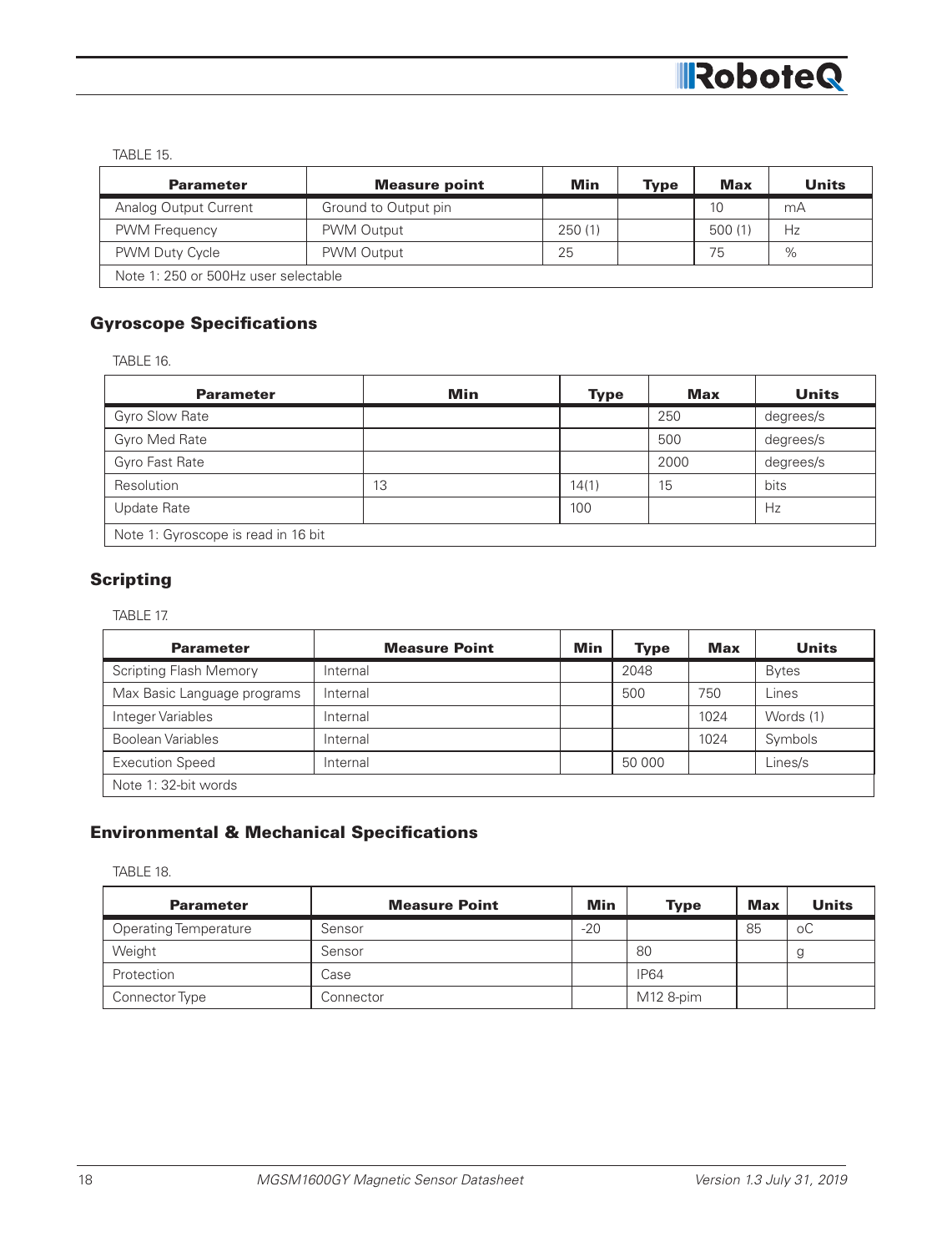TABLE 15.

| Parameter | Measure point | Min | Type | Max | Units |
|---|---|---|---|---|---|
| Analog Output Current | Ground to Output pin | | | 10 | mA |
| PWM Frequency | PWM Output | 250 (1) | | 500 (1) | Hz |
| PWM Duty Cycle | PWM Output | 25 | | 75 | % |
| Note 1: 250 or 500Hz user selectable | | | | | |

## Gyroscope Specifications

TABLE 16.

| Parameter | Min | Type | Max | Units |
|---|---|---|---|---|
| Gyro Slow Rate | | | 250 | degrees/s |
| Gyro Med Rate | | | 500 | degrees/s |
| Gyro Fast Rate | | | 2000 | degrees/s |
| Resolution | 13 | 14(1) | 15 | bits |
| Update Rate | | 100 | | Hz |
| Note 1: Gyroscope is read in 16 bit | | | | |

## Scripting

TABLE 17.

| Parameter | Measure Point | Min | Type | Max | Units |
|---|---|---|---|---|---|
| Scripting Flash Memory | Internal | | 2048 | | Bytes |
| Max Basic Language programs | Internal | | 500 | 750 | Lines |
| Integer Variables | Internal | | | 1024 | Words (1) |
| Boolean Variables | Internal | | | 1024 | Symbols |
| Execution Speed | Internal | | 50 000 | | Lines/s |
| Note 1: 32-bit words | | | | | |

## Environmental & Mechanical Specifications

TABLE 18.

| Parameter | Measure Point | Min | Type | Max | Units |
|---|---|---|---|---|---|
| Operating Temperature | Sensor | -20 | | 85 | oC |
| Weight | Sensor | | 80 | | g |
| Protection | Case | | IP64 | | |
| Connector Type | Connector | | M12 8-pim | | |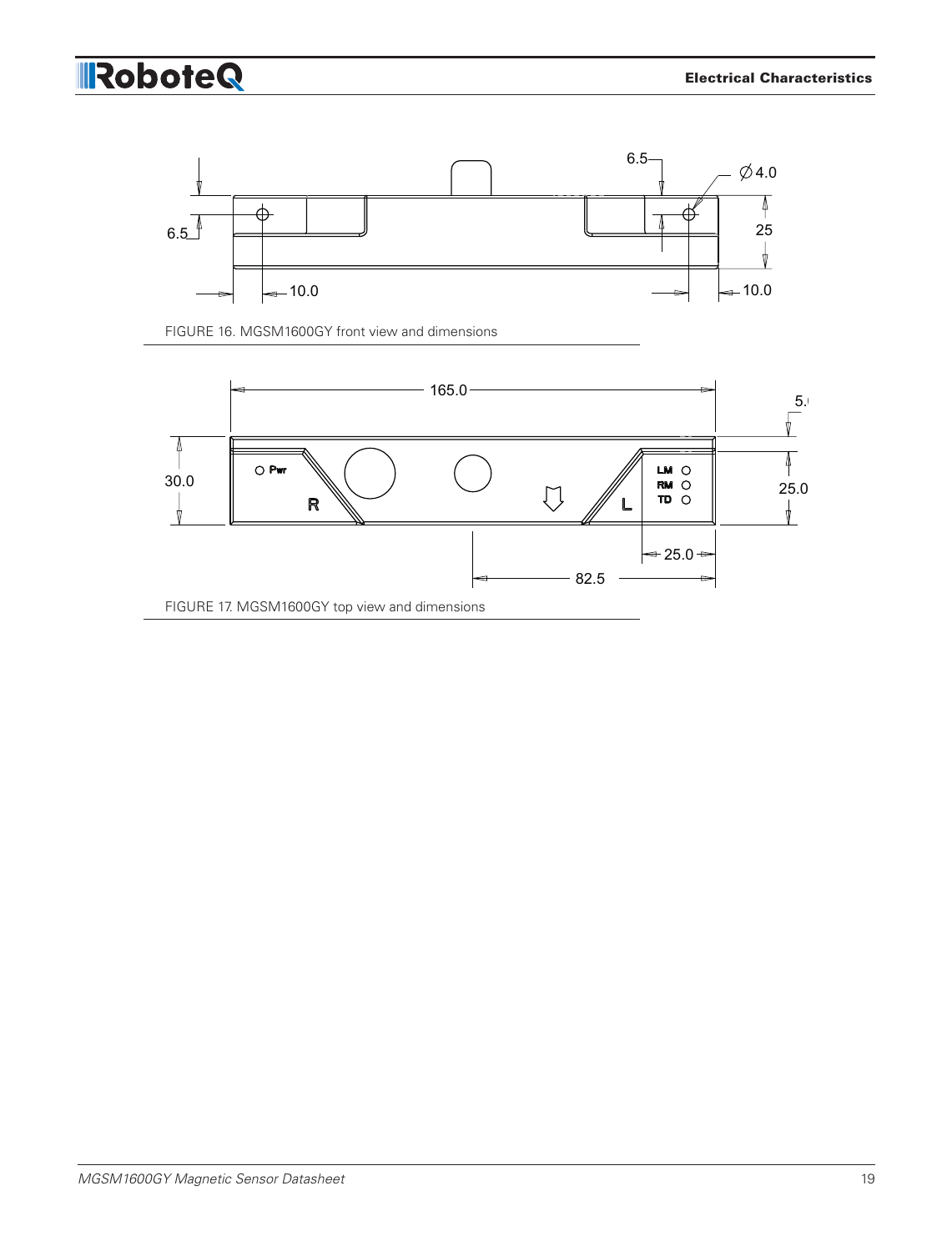6.5

∅4.0

25

6.5

10.0

10.0

FIGURE 16. MGSM1600GY front view and dimensions

165.0

5.0

30.0

Pwr

R

L

LM

RM

TD

25.0

25.0

82.5

FIGURE 17. MGSM1600GY top view and dimensions